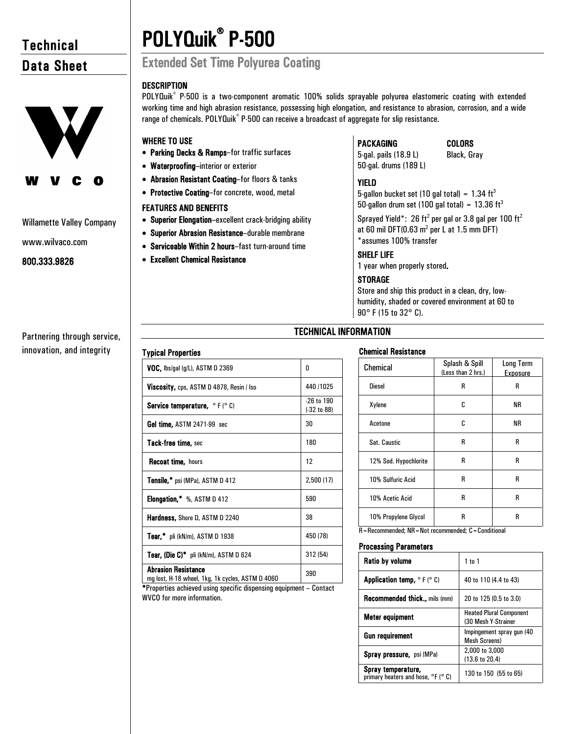# Technical Data Sheet

Willamette Valley Company

www.wilvaco.com

**800.333.9826**

Partnering through service, innovation, and integrity

# POLYQuik® P-500

## Extended Set Time Polyurea Coating

### DESCRIPTION

POLYQuik® P-500 is a two-component aromatic 100% solids sprayable polyurea elastomeric coating with extended working time and high abrasion resistance, possessing high elongation, and resistance to abrasion, corrosion, and a wide range of chemicals. POLYQuik® P-500 can receive a broadcast of aggregate for slip resistance.

### WHERE TO USE

- **Parking Decks & Ramps**–for traffic surfaces
- **Waterproofing**–interior or exterior
- **Abrasion Resistant Coating**–for floors & tanks
- **Protective Coating**–for concrete, wood, metal

### FEATURES AND BENEFITS

- **Superior Elongation**–excellent crack-bridging ability
- **Superior Abrasion Resistance**–durable membrane
- **Serviceable Within 2 hours**–fast turn-around time
- **Excellent Chemical Resistance**

### PACKAGING

5-gal. pails (18.9 L)
50-gal. drums (189 L)

### COLORS

Black, Gray

### YIELD

5-gallon bucket set (10 gal total) = 1.34 ft$^3$
50-gallon drum set (100 gal total) = 13.36 ft$^3$

Sprayed Yield*: 26 ft$^2$ per gal or 3.8 gal per 100 ft$^2$ at 60 mil DFT(0.63 m$^2$ per L at 1.5 mm DFT)
*assumes 100% transfer

### SHELF LIFE

1 year when properly stored.

### STORAGE

Store and ship this product in a clean, dry, low-humidity, shaded or covered environment at 60 to 90° F (15 to 32° C).

## TECHNICAL INFORMATION

### Typical Properties

| Property | Value |
|---|---|
| **VOC,** lbs/gal (g/L), ASTM D 2369 | 0 |
| **Viscosity,** cps, ASTM D 4878, Resin / Iso | 440 /1025 |
| **Service temperature,** ° F (° C) | -26 to 190 (-32 to 88) |
| **Gel time,** ASTM 2471-99 sec | 30 |
| **Tack-free time,** sec | 180 |
| **Recoat time,** hours | 12 |
| **Tensile,*** psi (MPa), ASTM D 412 | 2,500 (17) |
| **Elongation,*** %, ASTM D 412 | 590 |
| **Hardness,** Shore D, ASTM D 2240 | 38 |
| **Tear,*** pli (kN/m), ASTM D 1938 | 450 (78) |
| **Tear, (Die C)*** pli (kN/m), ASTM D 624 | 312 (54) |
| **Abrasion Resistance** mg lost, H-18 wheel, 1kg, 1k cycles, ASTM D 4060 | 390 |

*Properties achieved using specific dispensing equipment – Contact WVCO for more information.

### Chemical Resistance

| Chemical | Splash & Spill (Less than 2 hrs.) | Long Term Exposure |
|---|---|---|
| Diesel | R | R |
| Xylene | C | NR |
| Acetone | C | NR |
| Sat. Caustic | R | R |
| 12% Sod. Hypochlorite | R | R |
| 10% Sulfuric Acid | R | R |
| 10% Acetic Acid | R | R |
| 10% Propylene Glycol | R | R |

R = Recommended; NR = Not recommended; C = Conditional

### Processing Parameters

| Parameter | Value |
|---|---|
| **Ratio by volume** | 1 to 1 |
| **Application temp,** ° F (° C) | 40 to 110 (4.4 to 43) |
| **Recommended thick.,** mils (mm) | 20 to 125 (0.5 to 3.0) |
| **Meter equipment** | Heated Plural Component (30 Mesh Y-Strainer |
| **Gun requirement** | Impingement spray gun (40 Mesh Screens) |
| **Spray pressure,** psi (MPa) | 2,000 to 3,000 (13.6 to 20.4) |
| **Spray temperature,** primary heaters and hose, °F (° C) | 130 to 150 (55 to 65) |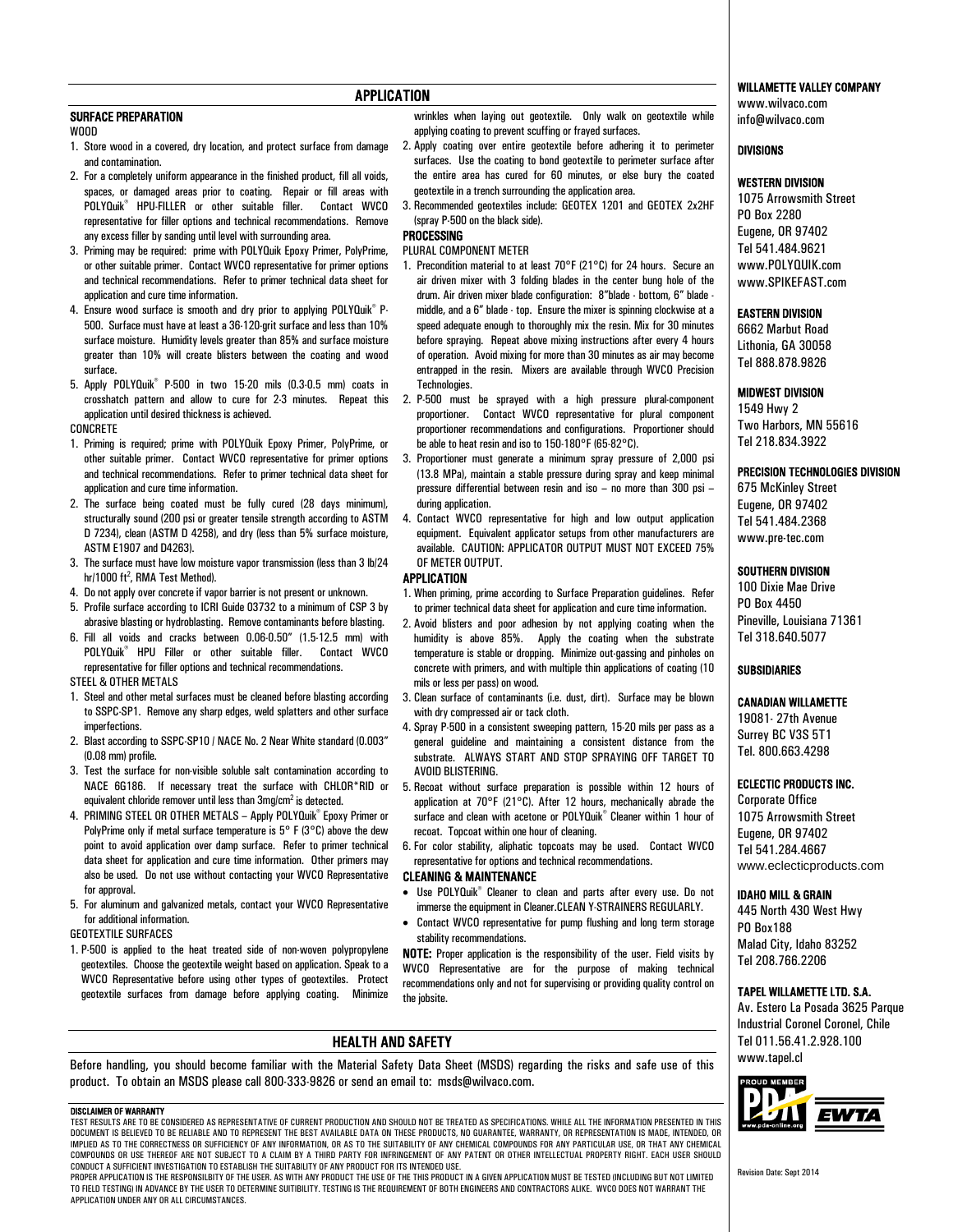## APPLICATION

### SURFACE PREPARATION

WOOD

1. Store wood in a covered, dry location, and protect surface from damage and contamination.
2. For a completely uniform appearance in the finished product, fill all voids, spaces, or damaged areas prior to coating. Repair or fill areas with POLYQuik® HPU-FILLER or other suitable filler. Contact WVCO representative for filler options and technical recommendations. Remove any excess filler by sanding until level with surrounding area.
3. Priming may be required: prime with POLYQuik Epoxy Primer, PolyPrime, or other suitable primer. Contact WVCO representative for primer options and technical recommendations. Refer to primer technical data sheet for application and cure time information.
4. Ensure wood surface is smooth and dry prior to applying POLYQuik® P-500. Surface must have at least a 36-120-grit surface and less than 10% surface moisture. Humidity levels greater than 85% and surface moisture greater than 10% will create blisters between the coating and wood surface.
5. Apply POLYQuik® P-500 in two 15-20 mils (0.3-0.5 mm) coats in crosshatch pattern and allow to cure for 2-3 minutes. Repeat this application until desired thickness is achieved.

CONCRETE

1. Priming is required; prime with POLYQuik Epoxy Primer, PolyPrime, or other suitable primer. Contact WVCO representative for primer options and technical recommendations. Refer to primer technical data sheet for application and cure time information.
2. The surface being coated must be fully cured (28 days minimum), structurally sound (200 psi or greater tensile strength according to ASTM D 7234), clean (ASTM D 4258), and dry (less than 5% surface moisture, ASTM E1907 and D4263).
3. The surface must have low moisture vapor transmission (less than 3 lb/24 hr/1000 ft$^2$, RMA Test Method).
4. Do not apply over concrete if vapor barrier is not present or unknown.
5. Profile surface according to ICRI Guide 03732 to a minimum of CSP 3 by abrasive blasting or hydroblasting. Remove contaminants before blasting.
6. Fill all voids and cracks between 0.06-0.50" (1.5-12.5 mm) with POLYQuik® HPU Filler or other suitable filler. Contact WVCO representative for filler options and technical recommendations.

STEEL & OTHER METALS

1. Steel and other metal surfaces must be cleaned before blasting according to SSPC-SP1. Remove any sharp edges, weld splatters and other surface imperfections.
2. Blast according to SSPC-SP10 / NACE No. 2 Near White standard (0.003" (0.08 mm) profile.
3. Test the surface for non-visible soluble salt contamination according to NACE 6G186. If necessary treat the surface with CHLOR*RID or equivalent chloride remover until less than 3mg/cm$^2$ is detected.
4. PRIMING STEEL OR OTHER METALS – Apply POLYQuik® Epoxy Primer or PolyPrime only if metal surface temperature is 5° F (3°C) above the dew point to avoid application over damp surface. Refer to primer technical data sheet for application and cure time information. Other primers may also be used. Do not use without contacting your WVCO Representative for approval.
5. For aluminum and galvanized metals, contact your WVCO Representative for additional information.

GEOTEXTILE SURFACES

1. P-500 is applied to the heat treated side of non-woven polypropylene geotextiles. Choose the geotextile weight based on application. Speak to a WVCO Representative before using other types of geotextiles. Protect geotextile surfaces from damage before applying coating. Minimize wrinkles when laying out geotextile. Only walk on geotextile while applying coating to prevent scuffing or frayed surfaces.
2. Apply coating over entire geotextile before adhering it to perimeter surfaces. Use the coating to bond geotextile to perimeter surface after the entire area has cured for 60 minutes, or else bury the coated geotextile in a trench surrounding the application area.
3. Recommended geotextiles include: GEOTEX 1201 and GEOTEX 2x2HF (spray P-500 on the black side).

### PROCESSING

PLURAL COMPONENT METER

1. Precondition material to at least 70°F (21°C) for 24 hours. Secure an air driven mixer with 3 folding blades in the center bung hole of the drum. Air driven mixer blade configuration: 8"blade - bottom, 6" blade - middle, and a 6" blade - top. Ensure the mixer is spinning clockwise at a speed adequate enough to thoroughly mix the resin. Mix for 30 minutes before spraying. Repeat above mixing instructions after every 4 hours of operation. Avoid mixing for more than 30 minutes as air may become entrapped in the resin. Mixers are available through WVCO Precision Technologies.
2. P-500 must be sprayed with a high pressure plural-component proportioner. Contact WVCO representative for plural component proportioner recommendations and configurations. Proportioner should be able to heat resin and iso to 150-180°F (65-82°C).
3. Proportioner must generate a minimum spray pressure of 2,000 psi (13.8 MPa), maintain a stable pressure during spray and keep minimal pressure differential between resin and iso – no more than 300 psi – during application.
4. Contact WVCO representative for high and low output application equipment. Equivalent applicator setups from other manufacturers are available. CAUTION: APPLICATOR OUTPUT MUST NOT EXCEED 75% OF METER OUTPUT.

### APPLICATION

1. When priming, prime according to Surface Preparation guidelines. Refer to primer technical data sheet for application and cure time information.
2. Avoid blisters and poor adhesion by not applying coating when the humidity is above 85%. Apply the coating when the substrate temperature is stable or dropping. Minimize out-gassing and pinholes on concrete with primers, and with multiple thin applications of coating (10 mils or less per pass) on wood.
3. Clean surface of contaminants (i.e. dust, dirt). Surface may be blown with dry compressed air or tack cloth.
4. Spray P-500 in a consistent sweeping pattern, 15-20 mils per pass as a general guideline and maintaining a consistent distance from the substrate. ALWAYS START AND STOP SPRAYING OFF TARGET TO AVOID BLISTERING.
5. Recoat without surface preparation is possible within 12 hours of application at 70°F (21°C). After 12 hours, mechanically abrade the surface and clean with acetone or POLYQuik® Cleaner within 1 hour of recoat. Topcoat within one hour of cleaning.
6. For color stability, aliphatic topcoats may be used. Contact WVCO representative for options and technical recommendations.

### CLEANING & MAINTENANCE

- Use POLYQuik® Cleaner to clean and parts after every use. Do not immerse the equipment in Cleaner.CLEAN Y-STRAINERS REGULARLY.
- Contact WVCO representative for pump flushing and long term storage stability recommendations.

**NOTE:** Proper application is the responsibility of the user. Field visits by WVCO Representative are for the purpose of making technical recommendations only and not for supervising or providing quality control on the jobsite.

## HEALTH AND SAFETY

Before handling, you should become familiar with the Material Safety Data Sheet (MSDS) regarding the risks and safe use of this product. To obtain an MSDS please call 800-333-9826 or send an email to: msds@wilvaco.com.

**DISCLAIMER OF WARRANTY**

TEST RESULTS ARE TO BE CONSIDERED AS REPRESENTATIVE OF CURRENT PRODUCTION AND SHOULD NOT BE TREATED AS SPECIFICATIONS. WHILE ALL THE INFORMATION PRESENTED IN THIS DOCUMENT IS BELIEVED TO BE RELIABLE AND TO REPRESENT THE BEST AVAILABLE DATA ON THESE PRODUCTS, NO GUARANTEE, WARRANTY, OR REPRESENTATION IS MADE, INTENDED, OR IMPLIED AS TO THE CORRECTNESS OR SUFFICIENCY OF ANY INFORMATION, OR AS TO THE SUITABILITY OF ANY CHEMICAL COMPOUNDS FOR ANY PARTICULAR USE, OR THAT ANY CHEMICAL COMPOUNDS OR USE THEREOF ARE NOT SUBJECT TO A CLAIM BY A THIRD PARTY FOR INFRINGEMENT OF ANY PATENT OR OTHER INTELLECTUAL PROPERTY RIGHT. EACH USER SHOULD CONDUCT A SUFFICIENT INVESTIGATION TO ESTABLISH THE SUITABILITY OF ANY PRODUCT FOR ITS INTENDED USE.

PROPER APPLICATION IS THE RESPONSIBILITY OF THE USER. AS WITH ANY PRODUCT THE USE OF THE THIS PRODUCT IN A GIVEN APPLICATION MUST BE TESTED (INCLUDING BUT NOT LIMITED TO FIELD TESTING) IN ADVANCE BY THE USER TO DETERMINE SUITIBILITY. TESTING IS THE REQUIREMENT OF BOTH ENGINEERS AND CONTRACTORS ALIKE. WVCO DOES NOT WARRANT THE APPLICATION UNDER ANY OR ALL CIRCUMSTANCES.

**WILLAMETTE VALLEY COMPANY**
www.wilvaco.com
info@wilvaco.com

**DIVISIONS**

**WESTERN DIVISION**
1075 Arrowsmith Street
PO Box 2280
Eugene, OR 97402
Tel 541.484.9621
www.POLYQUIK.com
www.SPIKEFAST.com

**EASTERN DIVISION**
6662 Marbut Road
Lithonia, GA 30058
Tel 888.878.9826

**MIDWEST DIVISION**
1549 Hwy 2
Two Harbors, MN 55616
Tel 218.834.3922

**PRECISION TECHNOLOGIES DIVISION**
675 McKinley Street
Eugene, OR 97402
Tel 541.484.2368
www.pre-tec.com

**SOUTHERN DIVISION**
100 Dixie Mae Drive
PO Box 4450
Pineville, Louisiana 71361
Tel 318.640.5077

**SUBSIDIARIES**

**CANADIAN WILLAMETTE**
19081- 27th Avenue
Surrey BC V3S 5T1
Tel. 800.663.4298

**ECLECTIC PRODUCTS INC.**
Corporate Office
1075 Arrowsmith Street
Eugene, OR 97402
Tel 541.284.4667
www.eclecticproducts.com

**IDAHO MILL & GRAIN**
445 North 430 West Hwy
PO Box188
Malad City, Idaho 83252
Tel 208.766.2206

**TAPEL WILLAMETTE LTD. S.A.**
Av. Estero La Posada 3625 Parque Industrial Coronel Coronel, Chile
Tel 011.56.41.2.928.100
www.tapel.cl

PROUD MEMBER PDA www.pda-online.org EWTA

Revision Date: Sept 2014